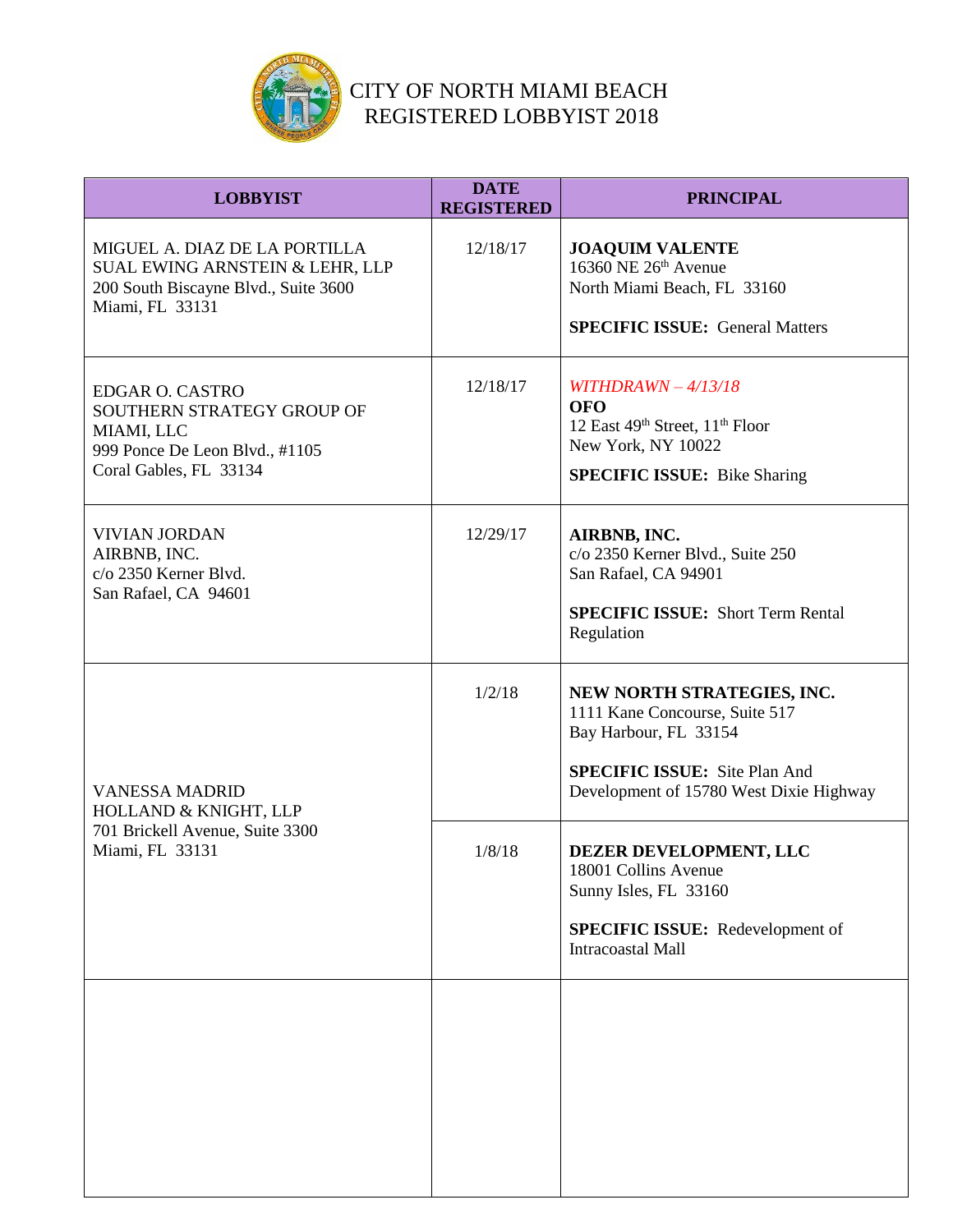# CITY OF NORTH MIAMI BEACH
## REGISTERED LOBBYIST 2018

| LOBBYIST | DATE REGISTERED | PRINCIPAL |
|---|---|---|
| MIGUEL A. DIAZ DE LA PORTILLA<br>SUAL EWING ARNSTEIN & LEHR, LLP<br>200 South Biscayne Blvd., Suite 3600<br>Miami, FL 33131 | 12/18/17 | **JOAQUIM VALENTE**<br>16360 NE 26th Avenue<br>North Miami Beach, FL 33160<br><br>**SPECIFIC ISSUE:** General Matters |
| EDGAR O. CASTRO<br>SOUTHERN STRATEGY GROUP OF MIAMI, LLC<br>999 Ponce De Leon Blvd., #1105<br>Coral Gables, FL 33134 | 12/18/17 | *WITHDRAWN – 4/13/18*<br>**OFO**<br>12 East 49th Street, 11th Floor<br>New York, NY 10022<br><br>**SPECIFIC ISSUE:** Bike Sharing |
| VIVIAN JORDAN<br>AIRBNB, INC.<br>c/o 2350 Kerner Blvd.<br>San Rafael, CA 94601 | 12/29/17 | **AIRBNB, INC.**<br>c/o 2350 Kerner Blvd., Suite 250<br>San Rafael, CA 94901<br><br>**SPECIFIC ISSUE:** Short Term Rental Regulation |
| VANESSA MADRID<br>HOLLAND & KNIGHT, LLP<br>701 Brickell Avenue, Suite 3300<br>Miami, FL 33131 | 1/2/18 | **NEW NORTH STRATEGIES, INC.**<br>1111 Kane Concourse, Suite 517<br>Bay Harbour, FL 33154<br><br>**SPECIFIC ISSUE:** Site Plan And Development of 15780 West Dixie Highway |
| | 1/8/18 | **DEZER DEVELOPMENT, LLC**<br>18001 Collins Avenue<br>Sunny Isles, FL 33160<br><br>**SPECIFIC ISSUE:** Redevelopment of Intracoastal Mall |
| | | |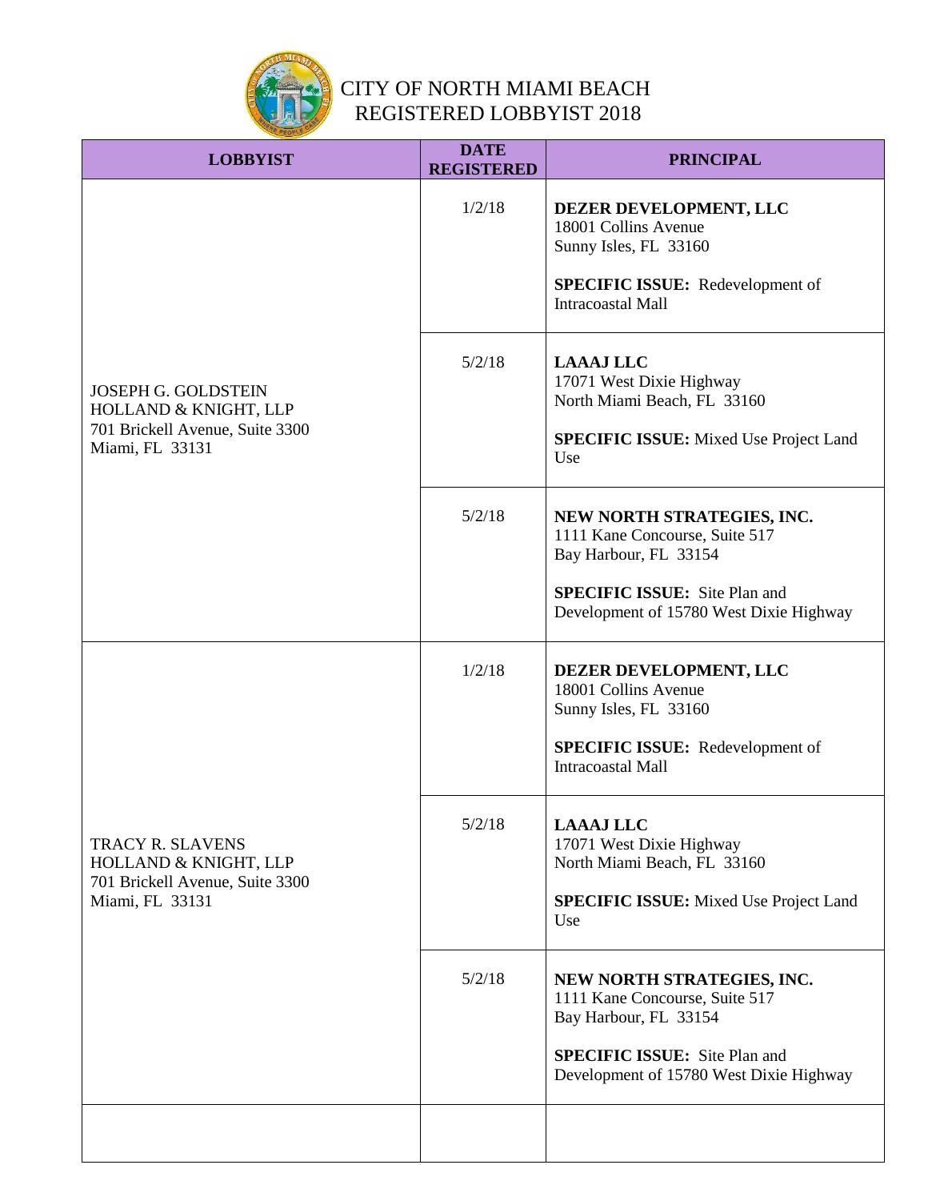# CITY OF NORTH MIAMI BEACH
## REGISTERED LOBBYIST 2018

| LOBBYIST | DATE REGISTERED | PRINCIPAL |
|---|---|---|
| JOSEPH G. GOLDSTEIN<br>HOLLAND & KNIGHT, LLP<br>701 Brickell Avenue, Suite 3300<br>Miami, FL 33131 | 1/2/18 | **DEZER DEVELOPMENT, LLC**<br>18001 Collins Avenue<br>Sunny Isles, FL 33160<br><br>**SPECIFIC ISSUE:** Redevelopment of Intracoastal Mall |
| | 5/2/18 | **LAAAJ LLC**<br>17071 West Dixie Highway<br>North Miami Beach, FL 33160<br><br>**SPECIFIC ISSUE:** Mixed Use Project Land Use |
| | 5/2/18 | **NEW NORTH STRATEGIES, INC.**<br>1111 Kane Concourse, Suite 517<br>Bay Harbour, FL 33154<br><br>**SPECIFIC ISSUE:** Site Plan and Development of 15780 West Dixie Highway |
| TRACY R. SLAVENS<br>HOLLAND & KNIGHT, LLP<br>701 Brickell Avenue, Suite 3300<br>Miami, FL 33131 | 1/2/18 | **DEZER DEVELOPMENT, LLC**<br>18001 Collins Avenue<br>Sunny Isles, FL 33160<br><br>**SPECIFIC ISSUE:** Redevelopment of Intracoastal Mall |
| | 5/2/18 | **LAAAJ LLC**<br>17071 West Dixie Highway<br>North Miami Beach, FL 33160<br><br>**SPECIFIC ISSUE:** Mixed Use Project Land Use |
| | 5/2/18 | **NEW NORTH STRATEGIES, INC.**<br>1111 Kane Concourse, Suite 517<br>Bay Harbour, FL 33154<br><br>**SPECIFIC ISSUE:** Site Plan and Development of 15780 West Dixie Highway |
| | | |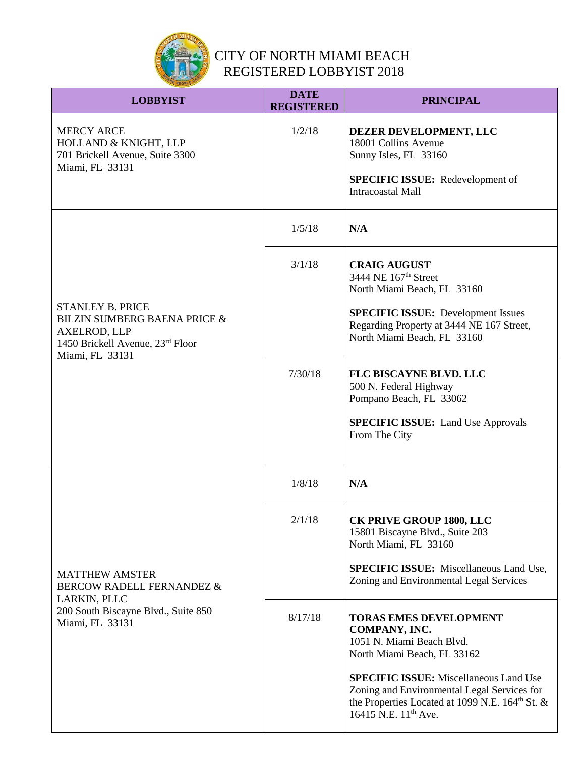# CITY OF NORTH MIAMI BEACH REGISTERED LOBBYIST 2018

| LOBBYIST | DATE REGISTERED | PRINCIPAL |
|---|---|---|
| MERCY ARCE<br>HOLLAND & KNIGHT, LLP<br>701 Brickell Avenue, Suite 3300<br>Miami, FL 33131 | 1/2/18 | **DEZER DEVELOPMENT, LLC**<br>18001 Collins Avenue<br>Sunny Isles, FL 33160<br><br>**SPECIFIC ISSUE:** Redevelopment of Intracoastal Mall |
| STANLEY B. PRICE<br>BILZIN SUMBERG BAENA PRICE & AXELROD, LLP<br>1450 Brickell Avenue, 23rd Floor<br>Miami, FL 33131 | 1/5/18 | **N/A** |
| | 3/1/18 | **CRAIG AUGUST**<br>3444 NE 167th Street<br>North Miami Beach, FL 33160<br><br>**SPECIFIC ISSUE:** Development Issues Regarding Property at 3444 NE 167 Street, North Miami Beach, FL 33160 |
| | 7/30/18 | **FLC BISCAYNE BLVD. LLC**<br>500 N. Federal Highway<br>Pompano Beach, FL 33062<br><br>**SPECIFIC ISSUE:** Land Use Approvals From The City |
| MATTHEW AMSTER<br>BERCOW RADELL FERNANDEZ & LARKIN, PLLC<br>200 South Biscayne Blvd., Suite 850<br>Miami, FL 33131 | 1/8/18 | **N/A** |
| | 2/1/18 | **CK PRIVE GROUP 1800, LLC**<br>15801 Biscayne Blvd., Suite 203<br>North Miami, FL 33160<br><br>**SPECIFIC ISSUE:** Miscellaneous Land Use, Zoning and Environmental Legal Services |
| | 8/17/18 | **TORAS EMES DEVELOPMENT COMPANY, INC.**<br>1051 N. Miami Beach Blvd.<br>North Miami Beach, FL 33162<br><br>**SPECIFIC ISSUE:** Miscellaneous Land Use Zoning and Environmental Legal Services for the Properties Located at 1099 N.E. 164th St. & 16415 N.E. 11th Ave. |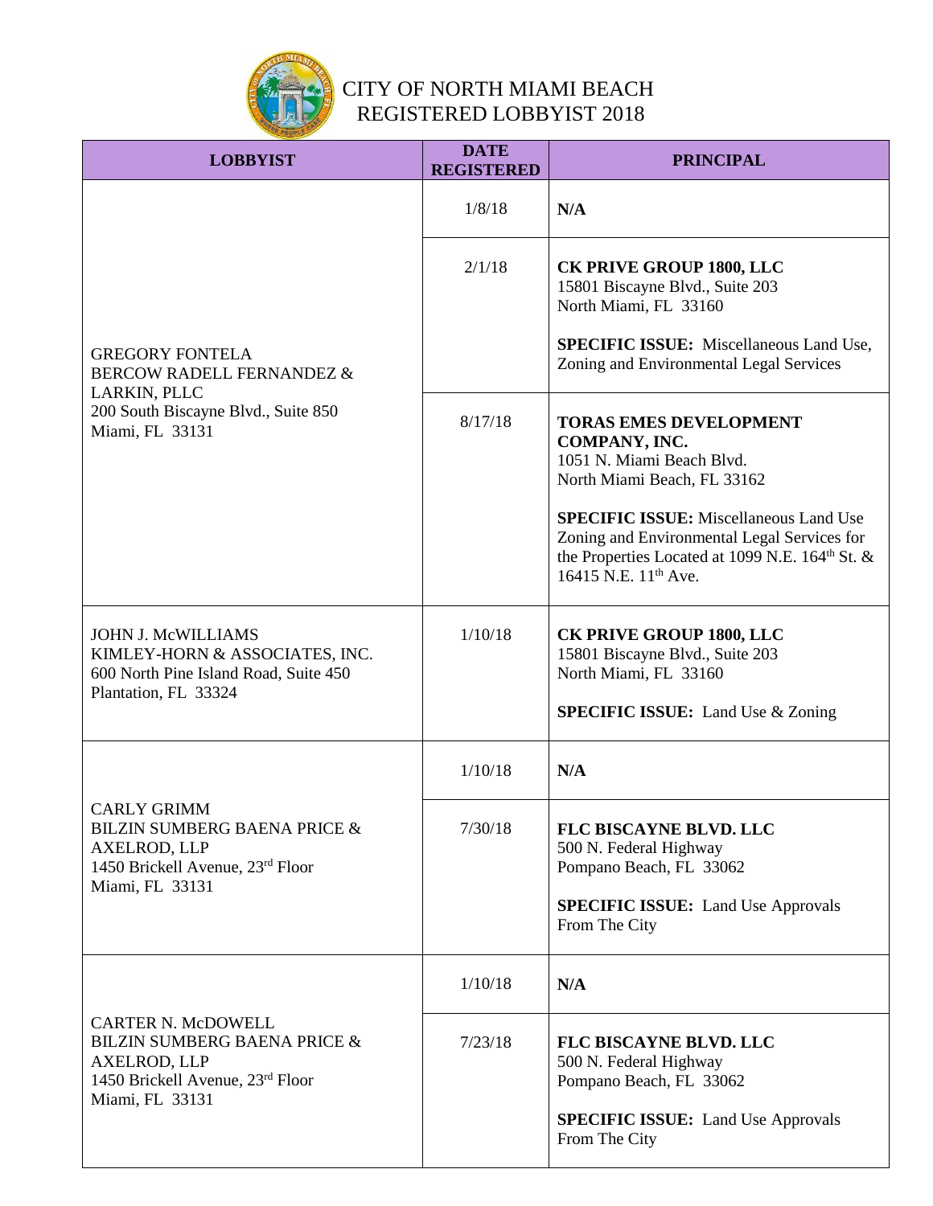# CITY OF NORTH MIAMI BEACH
## REGISTERED LOBBYIST 2018

| LOBBYIST | DATE REGISTERED | PRINCIPAL |
|---|---|---|
| GREGORY FONTELA<br>BERCOW RADELL FERNANDEZ & LARKIN, PLLC<br>200 South Biscayne Blvd., Suite 850<br>Miami, FL 33131 | 1/8/18 | **N/A** |
| | 2/1/18 | **CK PRIVE GROUP 1800, LLC**<br>15801 Biscayne Blvd., Suite 203<br>North Miami, FL 33160<br><br>**SPECIFIC ISSUE:** Miscellaneous Land Use, Zoning and Environmental Legal Services |
| | 8/17/18 | **TORAS EMES DEVELOPMENT COMPANY, INC.**<br>1051 N. Miami Beach Blvd.<br>North Miami Beach, FL 33162<br><br>**SPECIFIC ISSUE:** Miscellaneous Land Use Zoning and Environmental Legal Services for the Properties Located at 1099 N.E. 164th St. & 16415 N.E. 11th Ave. |
| JOHN J. McWILLIAMS<br>KIMLEY-HORN & ASSOCIATES, INC.<br>600 North Pine Island Road, Suite 450<br>Plantation, FL 33324 | 1/10/18 | **CK PRIVE GROUP 1800, LLC**<br>15801 Biscayne Blvd., Suite 203<br>North Miami, FL 33160<br><br>**SPECIFIC ISSUE:** Land Use & Zoning |
| CARLY GRIMM<br>BILZIN SUMBERG BAENA PRICE & AXELROD, LLP<br>1450 Brickell Avenue, 23rd Floor<br>Miami, FL 33131 | 1/10/18 | **N/A** |
| | 7/30/18 | **FLC BISCAYNE BLVD. LLC**<br>500 N. Federal Highway<br>Pompano Beach, FL 33062<br><br>**SPECIFIC ISSUE:** Land Use Approvals From The City |
| CARTER N. McDOWELL<br>BILZIN SUMBERG BAENA PRICE & AXELROD, LLP<br>1450 Brickell Avenue, 23rd Floor<br>Miami, FL 33131 | 1/10/18 | **N/A** |
| | 7/23/18 | **FLC BISCAYNE BLVD. LLC**<br>500 N. Federal Highway<br>Pompano Beach, FL 33062<br><br>**SPECIFIC ISSUE:** Land Use Approvals From The City |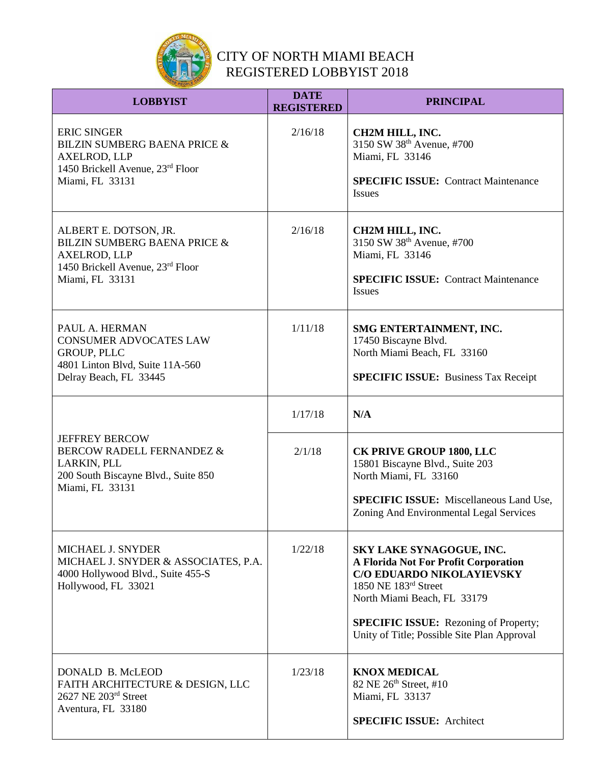# CITY OF NORTH MIAMI BEACH
# REGISTERED LOBBYIST 2018

| LOBBYIST | DATE REGISTERED | PRINCIPAL |
|---|---|---|
| ERIC SINGER<br>BILZIN SUMBERG BAENA PRICE & AXELROD, LLP<br>1450 Brickell Avenue, 23rd Floor<br>Miami, FL 33131 | 2/16/18 | **CH2M HILL, INC.**<br>3150 SW 38th Avenue, #700<br>Miami, FL 33146<br><br>**SPECIFIC ISSUE:** Contract Maintenance Issues |
| ALBERT E. DOTSON, JR.<br>BILZIN SUMBERG BAENA PRICE & AXELROD, LLP<br>1450 Brickell Avenue, 23rd Floor<br>Miami, FL 33131 | 2/16/18 | **CH2M HILL, INC.**<br>3150 SW 38th Avenue, #700<br>Miami, FL 33146<br><br>**SPECIFIC ISSUE:** Contract Maintenance Issues |
| PAUL A. HERMAN<br>CONSUMER ADVOCATES LAW GROUP, PLLC<br>4801 Linton Blvd, Suite 11A-560<br>Delray Beach, FL 33445 | 1/11/18 | **SMG ENTERTAINMENT, INC.**<br>17450 Biscayne Blvd.<br>North Miami Beach, FL 33160<br><br>**SPECIFIC ISSUE:** Business Tax Receipt |
| JEFFREY BERCOW<br>BERCOW RADELL FERNANDEZ & LARKIN, PLL<br>200 South Biscayne Blvd., Suite 850<br>Miami, FL 33131 | 1/17/18 | **N/A** |
| | 2/1/18 | **CK PRIVE GROUP 1800, LLC**<br>15801 Biscayne Blvd., Suite 203<br>North Miami, FL 33160<br><br>**SPECIFIC ISSUE:** Miscellaneous Land Use, Zoning And Environmental Legal Services |
| MICHAEL J. SNYDER<br>MICHAEL J. SNYDER & ASSOCIATES, P.A.<br>4000 Hollywood Blvd., Suite 455-S<br>Hollywood, FL 33021 | 1/22/18 | **SKY LAKE SYNAGOGUE, INC.**<br>**A Florida Not For Profit Corporation**<br>**C/O EDUARDO NIKOLAYIEVSKY**<br>1850 NE 183rd Street<br>North Miami Beach, FL 33179<br><br>**SPECIFIC ISSUE:** Rezoning of Property; Unity of Title; Possible Site Plan Approval |
| DONALD B. McLEOD<br>FAITH ARCHITECTURE & DESIGN, LLC<br>2627 NE 203rd Street<br>Aventura, FL 33180 | 1/23/18 | **KNOX MEDICAL**<br>82 NE 26th Street, #10<br>Miami, FL 33137<br><br>**SPECIFIC ISSUE:** Architect |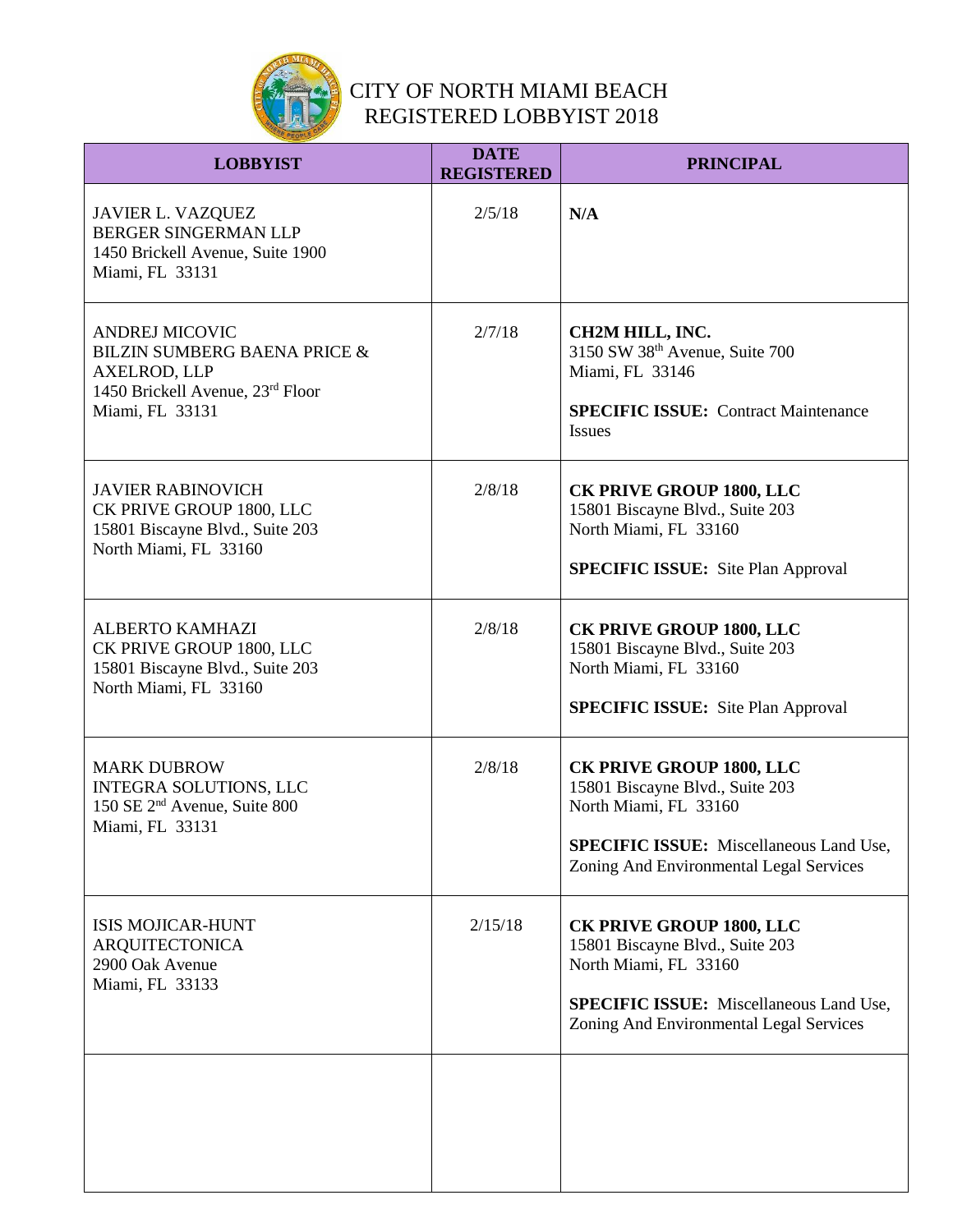# CITY OF NORTH MIAMI BEACH
## REGISTERED LOBBYIST 2018

| LOBBYIST | DATE REGISTERED | PRINCIPAL |
|---|---|---|
| JAVIER L. VAZQUEZ<br>BERGER SINGERMAN LLP<br>1450 Brickell Avenue, Suite 1900<br>Miami, FL 33131 | 2/5/18 | **N/A** |
| ANDREJ MICOVIC<br>BILZIN SUMBERG BAENA PRICE & AXELROD, LLP<br>1450 Brickell Avenue, 23rd Floor<br>Miami, FL 33131 | 2/7/18 | **CH2M HILL, INC.**<br>3150 SW 38th Avenue, Suite 700<br>Miami, FL 33146<br><br>**SPECIFIC ISSUE:** Contract Maintenance Issues |
| JAVIER RABINOVICH<br>CK PRIVE GROUP 1800, LLC<br>15801 Biscayne Blvd., Suite 203<br>North Miami, FL 33160 | 2/8/18 | **CK PRIVE GROUP 1800, LLC**<br>15801 Biscayne Blvd., Suite 203<br>North Miami, FL 33160<br><br>**SPECIFIC ISSUE:** Site Plan Approval |
| ALBERTO KAMHAZI<br>CK PRIVE GROUP 1800, LLC<br>15801 Biscayne Blvd., Suite 203<br>North Miami, FL 33160 | 2/8/18 | **CK PRIVE GROUP 1800, LLC**<br>15801 Biscayne Blvd., Suite 203<br>North Miami, FL 33160<br><br>**SPECIFIC ISSUE:** Site Plan Approval |
| MARK DUBROW<br>INTEGRA SOLUTIONS, LLC<br>150 SE 2nd Avenue, Suite 800<br>Miami, FL 33131 | 2/8/18 | **CK PRIVE GROUP 1800, LLC**<br>15801 Biscayne Blvd., Suite 203<br>North Miami, FL 33160<br><br>**SPECIFIC ISSUE:** Miscellaneous Land Use, Zoning And Environmental Legal Services |
| ISIS MOJICAR-HUNT<br>ARQUITECTONICA<br>2900 Oak Avenue<br>Miami, FL 33133 | 2/15/18 | **CK PRIVE GROUP 1800, LLC**<br>15801 Biscayne Blvd., Suite 203<br>North Miami, FL 33160<br><br>**SPECIFIC ISSUE:** Miscellaneous Land Use, Zoning And Environmental Legal Services |
| | | |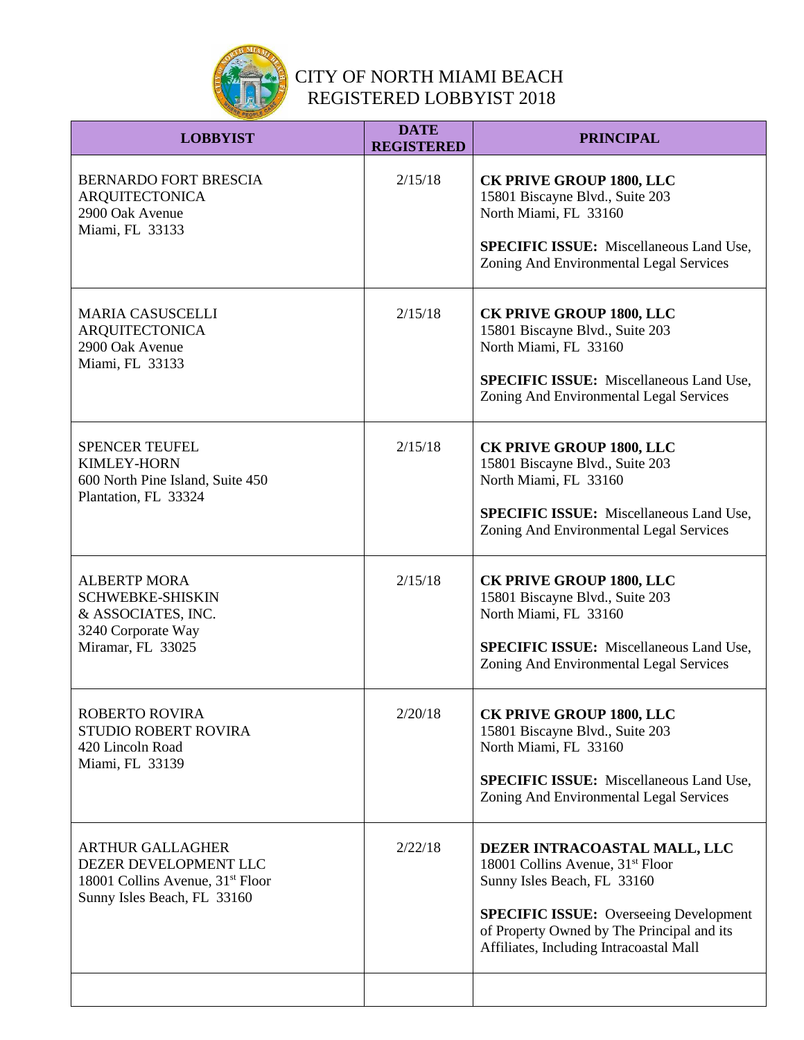# CITY OF NORTH MIAMI BEACH
## REGISTERED LOBBYIST 2018

| LOBBYIST | DATE REGISTERED | PRINCIPAL |
|---|---|---|
| BERNARDO FORT BRESCIA<br>ARQUITECTONICA<br>2900 Oak Avenue<br>Miami, FL 33133 | 2/15/18 | **CK PRIVE GROUP 1800, LLC**<br>15801 Biscayne Blvd., Suite 203<br>North Miami, FL 33160<br><br>**SPECIFIC ISSUE:** Miscellaneous Land Use, Zoning And Environmental Legal Services |
| MARIA CASUSCELLI<br>ARQUITECTONICA<br>2900 Oak Avenue<br>Miami, FL 33133 | 2/15/18 | **CK PRIVE GROUP 1800, LLC**<br>15801 Biscayne Blvd., Suite 203<br>North Miami, FL 33160<br><br>**SPECIFIC ISSUE:** Miscellaneous Land Use, Zoning And Environmental Legal Services |
| SPENCER TEUFEL<br>KIMLEY-HORN<br>600 North Pine Island, Suite 450<br>Plantation, FL 33324 | 2/15/18 | **CK PRIVE GROUP 1800, LLC**<br>15801 Biscayne Blvd., Suite 203<br>North Miami, FL 33160<br><br>**SPECIFIC ISSUE:** Miscellaneous Land Use, Zoning And Environmental Legal Services |
| ALBERTP MORA<br>SCHWEBKE-SHISKIN<br>& ASSOCIATES, INC.<br>3240 Corporate Way<br>Miramar, FL 33025 | 2/15/18 | **CK PRIVE GROUP 1800, LLC**<br>15801 Biscayne Blvd., Suite 203<br>North Miami, FL 33160<br><br>**SPECIFIC ISSUE:** Miscellaneous Land Use, Zoning And Environmental Legal Services |
| ROBERTO ROVIRA<br>STUDIO ROBERT ROVIRA<br>420 Lincoln Road<br>Miami, FL 33139 | 2/20/18 | **CK PRIVE GROUP 1800, LLC**<br>15801 Biscayne Blvd., Suite 203<br>North Miami, FL 33160<br><br>**SPECIFIC ISSUE:** Miscellaneous Land Use, Zoning And Environmental Legal Services |
| ARTHUR GALLAGHER<br>DEZER DEVELOPMENT LLC<br>18001 Collins Avenue, 31st Floor<br>Sunny Isles Beach, FL 33160 | 2/22/18 | **DEZER INTRACOASTAL MALL, LLC**<br>18001 Collins Avenue, 31st Floor<br>Sunny Isles Beach, FL 33160<br><br>**SPECIFIC ISSUE:** Overseeing Development of Property Owned by The Principal and its Affiliates, Including Intracoastal Mall |
| | | |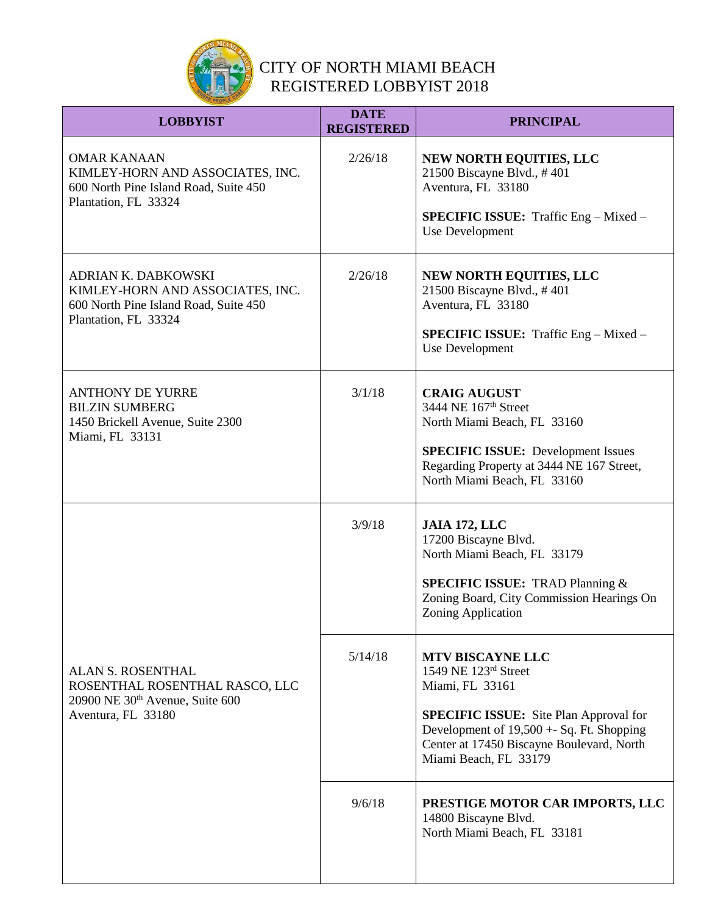# CITY OF NORTH MIAMI BEACH
## REGISTERED LOBBYIST 2018

| LOBBYIST | DATE REGISTERED | PRINCIPAL |
|---|---|---|
| OMAR KANAAN<br>KIMLEY-HORN AND ASSOCIATES, INC.<br>600 North Pine Island Road, Suite 450<br>Plantation, FL 33324 | 2/26/18 | **NEW NORTH EQUITIES, LLC**<br>21500 Biscayne Blvd., # 401<br>Aventura, FL 33180<br><br>**SPECIFIC ISSUE:** Traffic Eng – Mixed – Use Development |
| ADRIAN K. DABKOWSKI<br>KIMLEY-HORN AND ASSOCIATES, INC.<br>600 North Pine Island Road, Suite 450<br>Plantation, FL 33324 | 2/26/18 | **NEW NORTH EQUITIES, LLC**<br>21500 Biscayne Blvd., # 401<br>Aventura, FL 33180<br><br>**SPECIFIC ISSUE:** Traffic Eng – Mixed – Use Development |
| ANTHONY DE YURRE<br>BILZIN SUMBERG<br>1450 Brickell Avenue, Suite 2300<br>Miami, FL 33131 | 3/1/18 | **CRAIG AUGUST**<br>3444 NE 167th Street<br>North Miami Beach, FL 33160<br><br>**SPECIFIC ISSUE:** Development Issues Regarding Property at 3444 NE 167 Street, North Miami Beach, FL 33160 |
| ALAN S. ROSENTHAL<br>ROSENTHAL ROSENTHAL RASCO, LLC<br>20900 NE 30th Avenue, Suite 600<br>Aventura, FL 33180 | 3/9/18 | **JAIA 172, LLC**<br>17200 Biscayne Blvd.<br>North Miami Beach, FL 33179<br><br>**SPECIFIC ISSUE:** TRAD Planning & Zoning Board, City Commission Hearings On Zoning Application |
| | 5/14/18 | **MTV BISCAYNE LLC**<br>1549 NE 123rd Street<br>Miami, FL 33161<br><br>**SPECIFIC ISSUE:** Site Plan Approval for Development of 19,500 +- Sq. Ft. Shopping Center at 17450 Biscayne Boulevard, North Miami Beach, FL 33179 |
| | 9/6/18 | **PRESTIGE MOTOR CAR IMPORTS, LLC**<br>14800 Biscayne Blvd.<br>North Miami Beach, FL 33181 |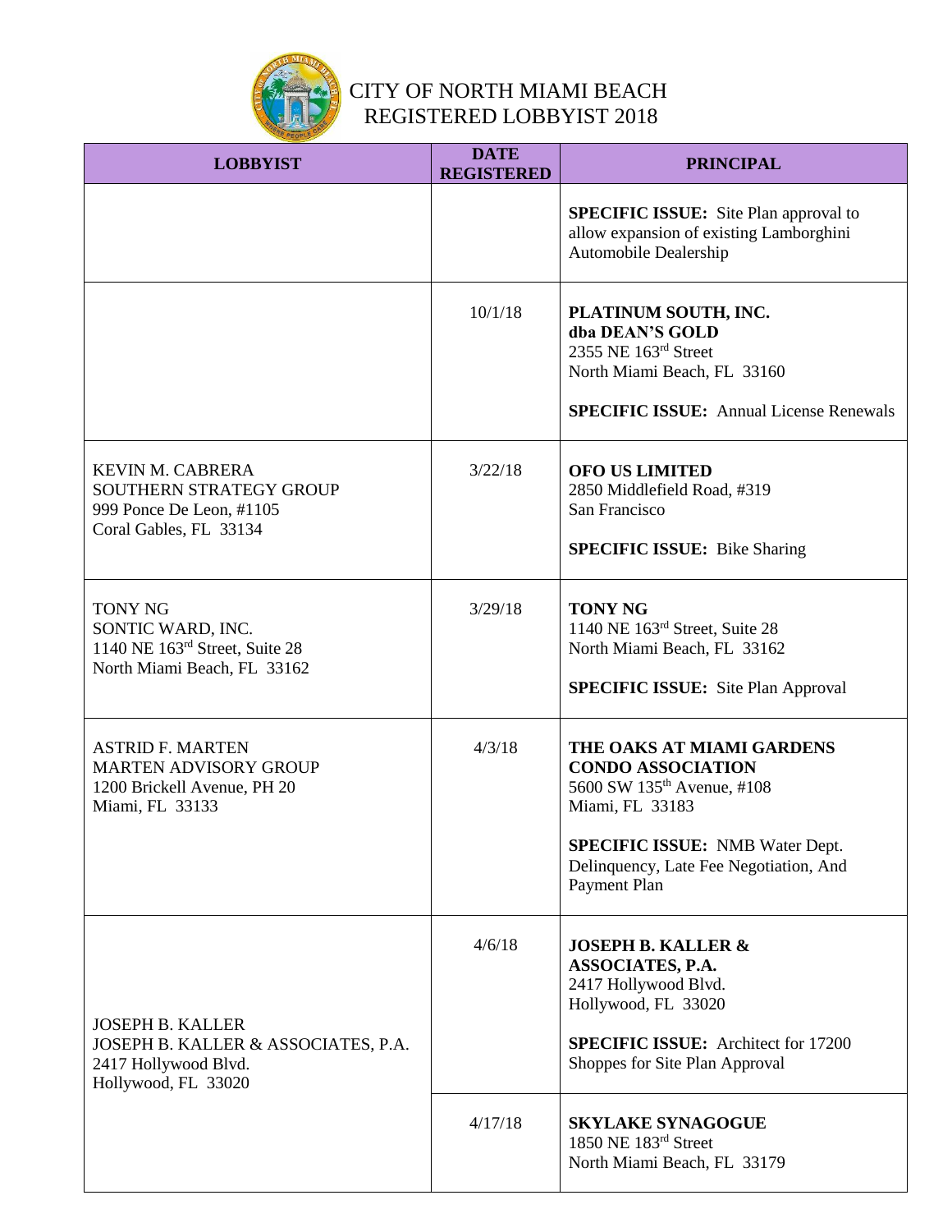# CITY OF NORTH MIAMI BEACH
## REGISTERED LOBBYIST 2018

| LOBBYIST | DATE REGISTERED | PRINCIPAL |
|---|---|---|
| | | **SPECIFIC ISSUE:** Site Plan approval to allow expansion of existing Lamborghini Automobile Dealership |
| | 10/1/18 | **PLATINUM SOUTH, INC. dba DEAN'S GOLD**<br>2355 NE 163rd Street<br>North Miami Beach, FL 33160<br><br>**SPECIFIC ISSUE:** Annual License Renewals |
| KEVIN M. CABRERA<br>SOUTHERN STRATEGY GROUP<br>999 Ponce De Leon, #1105<br>Coral Gables, FL 33134 | 3/22/18 | **OFO US LIMITED**<br>2850 Middlefield Road, #319<br>San Francisco<br><br>**SPECIFIC ISSUE:** Bike Sharing |
| TONY NG<br>SONTIC WARD, INC.<br>1140 NE 163rd Street, Suite 28<br>North Miami Beach, FL 33162 | 3/29/18 | **TONY NG**<br>1140 NE 163rd Street, Suite 28<br>North Miami Beach, FL 33162<br><br>**SPECIFIC ISSUE:** Site Plan Approval |
| ASTRID F. MARTEN<br>MARTEN ADVISORY GROUP<br>1200 Brickell Avenue, PH 20<br>Miami, FL 33133 | 4/3/18 | **THE OAKS AT MIAMI GARDENS CONDO ASSOCIATION**<br>5600 SW 135th Avenue, #108<br>Miami, FL 33183<br><br>**SPECIFIC ISSUE:** NMB Water Dept. Delinquency, Late Fee Negotiation, And Payment Plan |
| JOSEPH B. KALLER<br>JOSEPH B. KALLER & ASSOCIATES, P.A.<br>2417 Hollywood Blvd.<br>Hollywood, FL 33020 | 4/6/18 | **JOSEPH B. KALLER & ASSOCIATES, P.A.**<br>2417 Hollywood Blvd.<br>Hollywood, FL 33020<br><br>**SPECIFIC ISSUE:** Architect for 17200 Shoppes for Site Plan Approval |
| | 4/17/18 | **SKYLAKE SYNAGOGUE**<br>1850 NE 183rd Street<br>North Miami Beach, FL 33179 |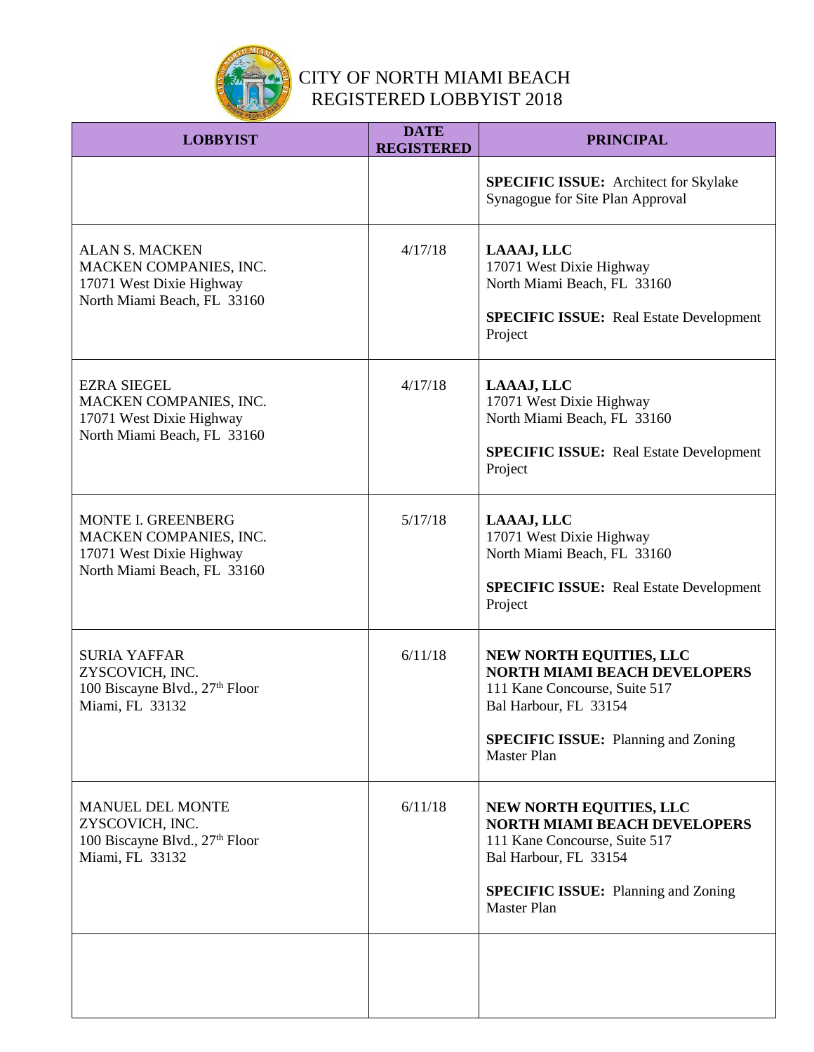# CITY OF NORTH MIAMI BEACH REGISTERED LOBBYIST 2018

| LOBBYIST | DATE REGISTERED | PRINCIPAL |
|---|---|---|
| | | **SPECIFIC ISSUE:** Architect for Skylake Synagogue for Site Plan Approval |
| ALAN S. MACKEN<br>MACKEN COMPANIES, INC.<br>17071 West Dixie Highway<br>North Miami Beach, FL 33160 | 4/17/18 | **LAAAJ, LLC**<br>17071 West Dixie Highway<br>North Miami Beach, FL 33160<br><br>**SPECIFIC ISSUE:** Real Estate Development Project |
| EZRA SIEGEL<br>MACKEN COMPANIES, INC.<br>17071 West Dixie Highway<br>North Miami Beach, FL 33160 | 4/17/18 | **LAAAJ, LLC**<br>17071 West Dixie Highway<br>North Miami Beach, FL 33160<br><br>**SPECIFIC ISSUE:** Real Estate Development Project |
| MONTE I. GREENBERG<br>MACKEN COMPANIES, INC.<br>17071 West Dixie Highway<br>North Miami Beach, FL 33160 | 5/17/18 | **LAAAJ, LLC**<br>17071 West Dixie Highway<br>North Miami Beach, FL 33160<br><br>**SPECIFIC ISSUE:** Real Estate Development Project |
| SURIA YAFFAR<br>ZYSCOVICH, INC.<br>100 Biscayne Blvd., 27th Floor<br>Miami, FL 33132 | 6/11/18 | **NEW NORTH EQUITIES, LLC**<br>**NORTH MIAMI BEACH DEVELOPERS**<br>111 Kane Concourse, Suite 517<br>Bal Harbour, FL 33154<br><br>**SPECIFIC ISSUE:** Planning and Zoning Master Plan |
| MANUEL DEL MONTE<br>ZYSCOVICH, INC.<br>100 Biscayne Blvd., 27th Floor<br>Miami, FL 33132 | 6/11/18 | **NEW NORTH EQUITIES, LLC**<br>**NORTH MIAMI BEACH DEVELOPERS**<br>111 Kane Concourse, Suite 517<br>Bal Harbour, FL 33154<br><br>**SPECIFIC ISSUE:** Planning and Zoning Master Plan |
| | | |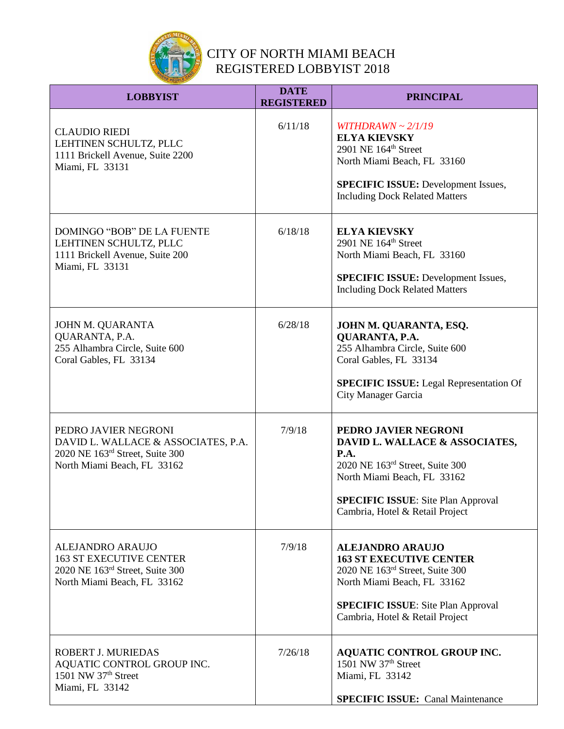# CITY OF NORTH MIAMI BEACH
## REGISTERED LOBBYIST 2018

| LOBBYIST | DATE REGISTERED | PRINCIPAL |
|---|---|---|
| CLAUDIO RIEDI<br>LEHTINEN SCHULTZ, PLLC<br>1111 Brickell Avenue, Suite 2200<br>Miami, FL 33131 | 6/11/18 | *WITHDRAWN ~ 2/1/19*<br>**ELYA KIEVSKY**<br>2901 NE 164th Street<br>North Miami Beach, FL 33160<br><br>**SPECIFIC ISSUE:** Development Issues, Including Dock Related Matters |
| DOMINGO "BOB" DE LA FUENTE<br>LEHTINEN SCHULTZ, PLLC<br>1111 Brickell Avenue, Suite 200<br>Miami, FL 33131 | 6/18/18 | **ELYA KIEVSKY**<br>2901 NE 164th Street<br>North Miami Beach, FL 33160<br><br>**SPECIFIC ISSUE:** Development Issues, Including Dock Related Matters |
| JOHN M. QUARANTA<br>QUARANTA, P.A.<br>255 Alhambra Circle, Suite 600<br>Coral Gables, FL 33134 | 6/28/18 | **JOHN M. QUARANTA, ESQ.**<br>**QUARANTA, P.A.**<br>255 Alhambra Circle, Suite 600<br>Coral Gables, FL 33134<br><br>**SPECIFIC ISSUE:** Legal Representation Of City Manager Garcia |
| PEDRO JAVIER NEGRONI<br>DAVID L. WALLACE & ASSOCIATES, P.A.<br>2020 NE 163rd Street, Suite 300<br>North Miami Beach, FL 33162 | 7/9/18 | **PEDRO JAVIER NEGRONI**<br>**DAVID L. WALLACE & ASSOCIATES, P.A.**<br>2020 NE 163rd Street, Suite 300<br>North Miami Beach, FL 33162<br><br>**SPECIFIC ISSUE**: Site Plan Approval Cambria, Hotel & Retail Project |
| ALEJANDRO ARAUJO<br>163 ST EXECUTIVE CENTER<br>2020 NE 163rd Street, Suite 300<br>North Miami Beach, FL 33162 | 7/9/18 | **ALEJANDRO ARAUJO**<br>**163 ST EXECUTIVE CENTER**<br>2020 NE 163rd Street, Suite 300<br>North Miami Beach, FL 33162<br><br>**SPECIFIC ISSUE**: Site Plan Approval Cambria, Hotel & Retail Project |
| ROBERT J. MURIEDAS<br>AQUATIC CONTROL GROUP INC.<br>1501 NW 37th Street<br>Miami, FL 33142 | 7/26/18 | **AQUATIC CONTROL GROUP INC.**<br>1501 NW 37th Street<br>Miami, FL 33142<br><br>**SPECIFIC ISSUE:** Canal Maintenance |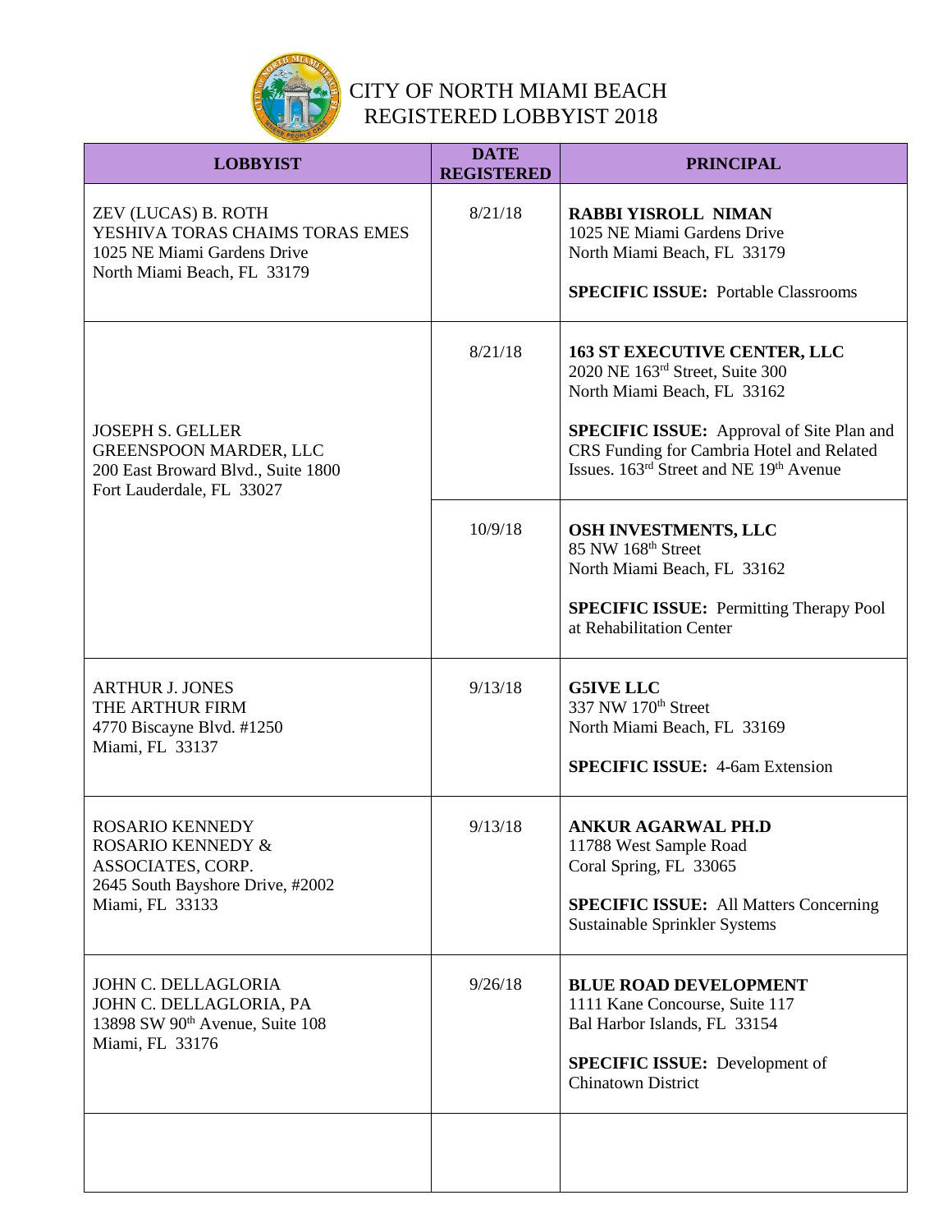# CITY OF NORTH MIAMI BEACH
## REGISTERED LOBBYIST 2018

| LOBBYIST | DATE REGISTERED | PRINCIPAL |
|---|---|---|
| ZEV (LUCAS) B. ROTH<br>YESHIVA TORAS CHAIMS TORAS EMES<br>1025 NE Miami Gardens Drive<br>North Miami Beach, FL 33179 | 8/21/18 | **RABBI YISROLL NIMAN**<br>1025 NE Miami Gardens Drive<br>North Miami Beach, FL 33179<br><br>**SPECIFIC ISSUE:** Portable Classrooms |
| JOSEPH S. GELLER<br>GREENSPOON MARDER, LLC<br>200 East Broward Blvd., Suite 1800<br>Fort Lauderdale, FL 33027 | 8/21/18 | **163 ST EXECUTIVE CENTER, LLC**<br>2020 NE 163rd Street, Suite 300<br>North Miami Beach, FL 33162<br><br>**SPECIFIC ISSUE:** Approval of Site Plan and CRS Funding for Cambria Hotel and Related Issues. 163rd Street and NE 19th Avenue |
| | 10/9/18 | **OSH INVESTMENTS, LLC**<br>85 NW 168th Street<br>North Miami Beach, FL 33162<br><br>**SPECIFIC ISSUE:** Permitting Therapy Pool at Rehabilitation Center |
| ARTHUR J. JONES<br>THE ARTHUR FIRM<br>4770 Biscayne Blvd. #1250<br>Miami, FL 33137 | 9/13/18 | **G5IVE LLC**<br>337 NW 170th Street<br>North Miami Beach, FL 33169<br><br>**SPECIFIC ISSUE:** 4-6am Extension |
| ROSARIO KENNEDY<br>ROSARIO KENNEDY & ASSOCIATES, CORP.<br>2645 South Bayshore Drive, #2002<br>Miami, FL 33133 | 9/13/18 | **ANKUR AGARWAL PH.D**<br>11788 West Sample Road<br>Coral Spring, FL 33065<br><br>**SPECIFIC ISSUE:** All Matters Concerning Sustainable Sprinkler Systems |
| JOHN C. DELLAGLORIA<br>JOHN C. DELLAGLORIA, PA<br>13898 SW 90th Avenue, Suite 108<br>Miami, FL 33176 | 9/26/18 | **BLUE ROAD DEVELOPMENT**<br>1111 Kane Concourse, Suite 117<br>Bal Harbor Islands, FL 33154<br><br>**SPECIFIC ISSUE:** Development of Chinatown District |
| | | |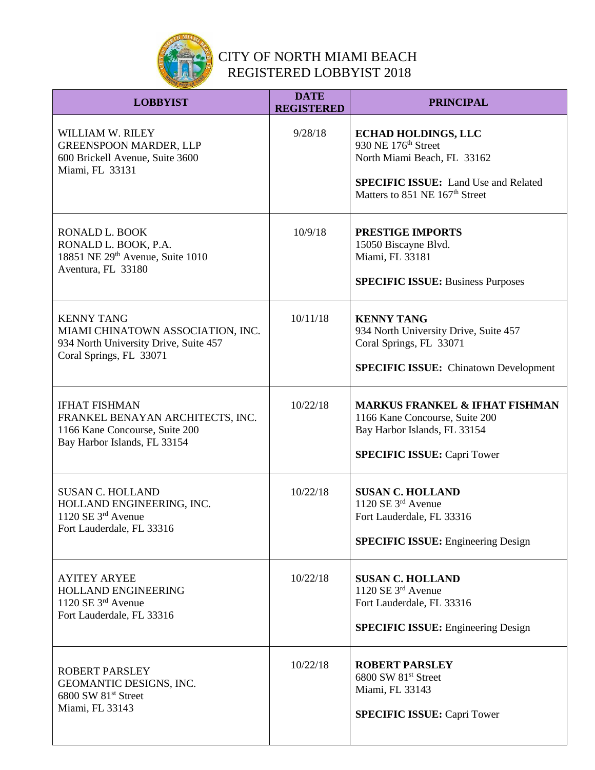# CITY OF NORTH MIAMI BEACH
## REGISTERED LOBBYIST 2018

| LOBBYIST | DATE REGISTERED | PRINCIPAL |
|---|---|---|
| WILLIAM W. RILEY<br>GREENSPOON MARDER, LLP<br>600 Brickell Avenue, Suite 3600<br>Miami, FL 33131 | 9/28/18 | **ECHAD HOLDINGS, LLC**<br>930 NE 176th Street<br>North Miami Beach, FL 33162<br><br>**SPECIFIC ISSUE:** Land Use and Related Matters to 851 NE 167th Street |
| RONALD L. BOOK<br>RONALD L. BOOK, P.A.<br>18851 NE 29th Avenue, Suite 1010<br>Aventura, FL 33180 | 10/9/18 | **PRESTIGE IMPORTS**<br>15050 Biscayne Blvd.<br>Miami, FL 33181<br><br>**SPECIFIC ISSUE:** Business Purposes |
| KENNY TANG<br>MIAMI CHINATOWN ASSOCIATION, INC.<br>934 North University Drive, Suite 457<br>Coral Springs, FL 33071 | 10/11/18 | **KENNY TANG**<br>934 North University Drive, Suite 457<br>Coral Springs, FL 33071<br><br>**SPECIFIC ISSUE:** Chinatown Development |
| IFHAT FISHMAN<br>FRANKEL BENAYAN ARCHITECTS, INC.<br>1166 Kane Concourse, Suite 200<br>Bay Harbor Islands, FL 33154 | 10/22/18 | **MARKUS FRANKEL & IFHAT FISHMAN**<br>1166 Kane Concourse, Suite 200<br>Bay Harbor Islands, FL 33154<br><br>**SPECIFIC ISSUE:** Capri Tower |
| SUSAN C. HOLLAND<br>HOLLAND ENGINEERING, INC.<br>1120 SE 3rd Avenue<br>Fort Lauderdale, FL 33316 | 10/22/18 | **SUSAN C. HOLLAND**<br>1120 SE 3rd Avenue<br>Fort Lauderdale, FL 33316<br><br>**SPECIFIC ISSUE:** Engineering Design |
| AYITEY ARYEE<br>HOLLAND ENGINEERING<br>1120 SE 3rd Avenue<br>Fort Lauderdale, FL 33316 | 10/22/18 | **SUSAN C. HOLLAND**<br>1120 SE 3rd Avenue<br>Fort Lauderdale, FL 33316<br><br>**SPECIFIC ISSUE:** Engineering Design |
| ROBERT PARSLEY<br>GEOMANTIC DESIGNS, INC.<br>6800 SW 81st Street<br>Miami, FL 33143 | 10/22/18 | **ROBERT PARSLEY**<br>6800 SW 81st Street<br>Miami, FL 33143<br><br>**SPECIFIC ISSUE:** Capri Tower |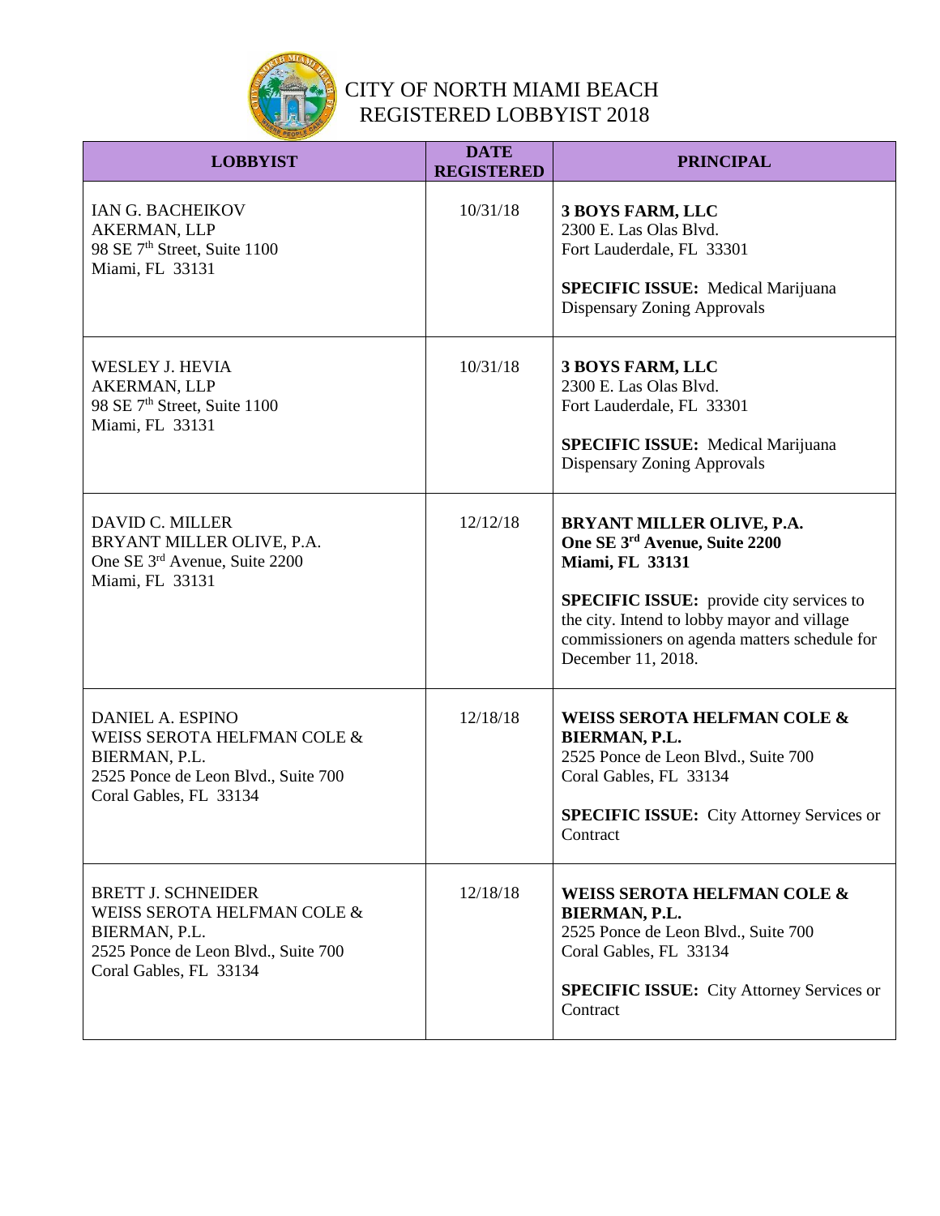# CITY OF NORTH MIAMI BEACH
# REGISTERED LOBBYIST 2018

| LOBBYIST | DATE REGISTERED | PRINCIPAL |
|---|---|---|
| IAN G. BACHEIKOV<br>AKERMAN, LLP<br>98 SE 7th Street, Suite 1100<br>Miami, FL 33131 | 10/31/18 | **3 BOYS FARM, LLC**<br>2300 E. Las Olas Blvd.<br>Fort Lauderdale, FL 33301<br>**SPECIFIC ISSUE:** Medical Marijuana Dispensary Zoning Approvals |
| WESLEY J. HEVIA<br>AKERMAN, LLP<br>98 SE 7th Street, Suite 1100<br>Miami, FL 33131 | 10/31/18 | **3 BOYS FARM, LLC**<br>2300 E. Las Olas Blvd.<br>Fort Lauderdale, FL 33301<br>**SPECIFIC ISSUE:** Medical Marijuana Dispensary Zoning Approvals |
| DAVID C. MILLER<br>BRYANT MILLER OLIVE, P.A.<br>One SE 3rd Avenue, Suite 2200<br>Miami, FL 33131 | 12/12/18 | **BRYANT MILLER OLIVE, P.A.**<br>**One SE 3rd Avenue, Suite 2200**<br>**Miami, FL 33131**<br>**SPECIFIC ISSUE:** provide city services to the city. Intend to lobby mayor and village commissioners on agenda matters schedule for December 11, 2018. |
| DANIEL A. ESPINO<br>WEISS SEROTA HELFMAN COLE & BIERMAN, P.L.<br>2525 Ponce de Leon Blvd., Suite 700<br>Coral Gables, FL 33134 | 12/18/18 | **WEISS SEROTA HELFMAN COLE & BIERMAN, P.L.**<br>2525 Ponce de Leon Blvd., Suite 700<br>Coral Gables, FL 33134<br>**SPECIFIC ISSUE:** City Attorney Services or Contract |
| BRETT J. SCHNEIDER<br>WEISS SEROTA HELFMAN COLE & BIERMAN, P.L.<br>2525 Ponce de Leon Blvd., Suite 700<br>Coral Gables, FL 33134 | 12/18/18 | **WEISS SEROTA HELFMAN COLE & BIERMAN, P.L.**<br>2525 Ponce de Leon Blvd., Suite 700<br>Coral Gables, FL 33134<br>**SPECIFIC ISSUE:** City Attorney Services or Contract |